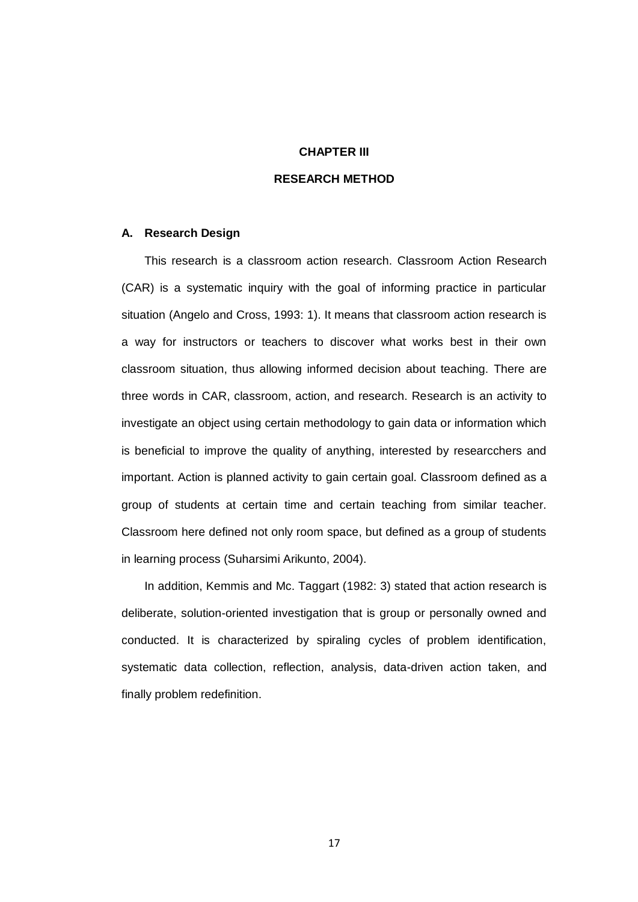# CHAPTER III

# RESEARCH METHOD

## A. Research Design

This research is a classroom action research. Classroom Action Research (CAR) is a systematic inquiry with the goal of informing practice in particular situation (Angelo and Cross, 1993: 1). It means that classroom action research is a way for instructors or teachers to discover what works best in their own classroom situation, thus allowing informed decision about teaching. There are three words in CAR, classroom, action, and research. Research is an activity to investigate an object using certain methodology to gain data or information which is beneficial to improve the quality of anything, interested by researcchers and important. Action is planned activity to gain certain goal. Classroom defined as a group of students at certain time and certain teaching from similar teacher. Classroom here defined not only room space, but defined as a group of students in learning process (Suharsimi Arikunto, 2004).

In addition, Kemmis and Mc. Taggart (1982: 3) stated that action research is deliberate, solution-oriented investigation that is group or personally owned and conducted. It is characterized by spiraling cycles of problem identification, systematic data collection, reflection, analysis, data-driven action taken, and finally problem redefinition.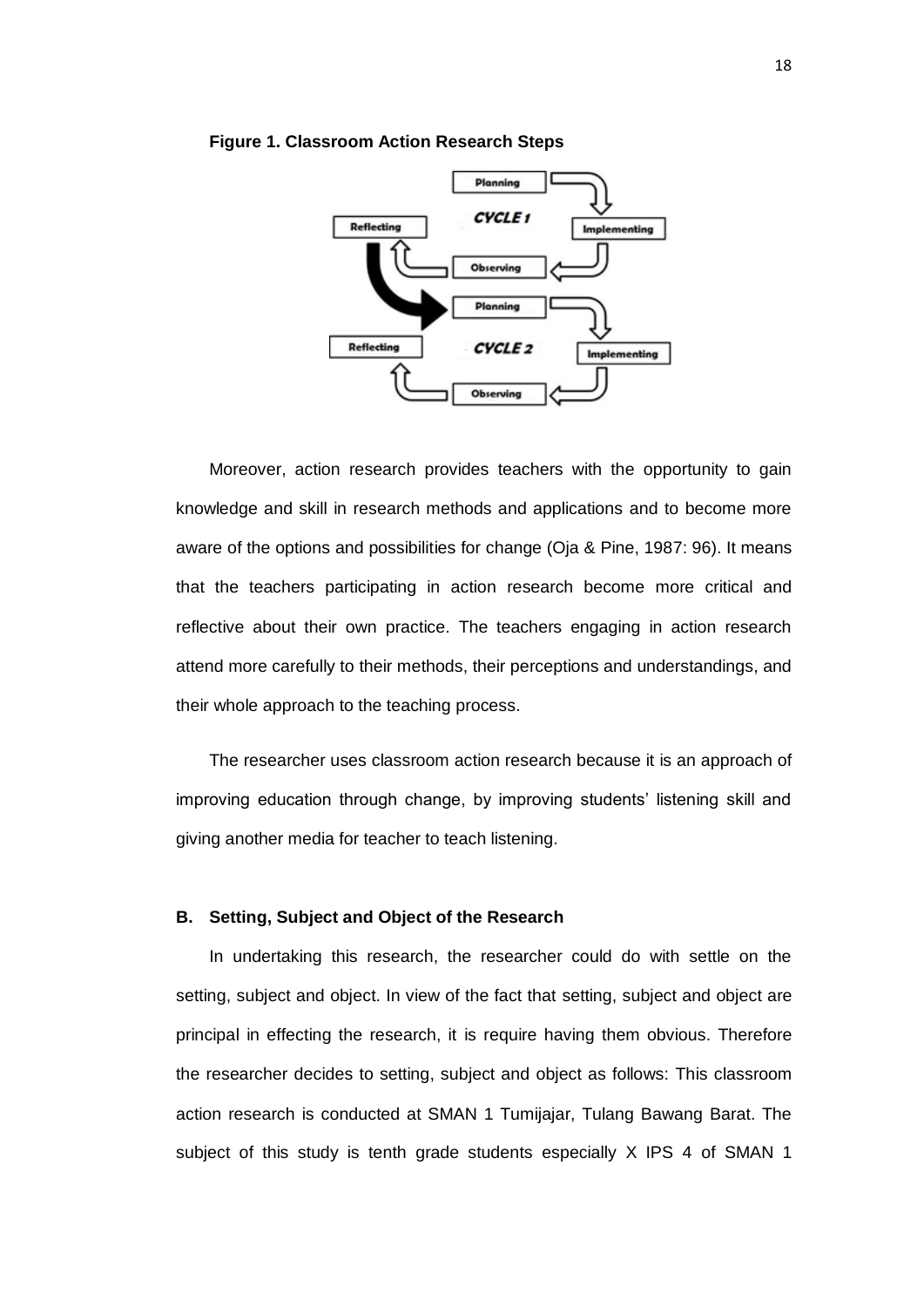**Figure 1. Classroom Action Research Steps**

Moreover, action research provides teachers with the opportunity to gain knowledge and skill in research methods and applications and to become more aware of the options and possibilities for change (Oja & Pine, 1987: 96). It means that the teachers participating in action research become more critical and reflective about their own practice. The teachers engaging in action research attend more carefully to their methods, their perceptions and understandings, and their whole approach to the teaching process.

The researcher uses classroom action research because it is an approach of improving education through change, by improving students' listening skill and giving another media for teacher to teach listening.

### B. Setting, Subject and Object of the Research

In undertaking this research, the researcher could do with settle on the setting, subject and object. In view of the fact that setting, subject and object are principal in effecting the research, it is require having them obvious. Therefore the researcher decides to setting, subject and object as follows: This classroom action research is conducted at SMAN 1 Tumijajar, Tulang Bawang Barat. The subject of this study is tenth grade students especially X IPS 4 of SMAN 1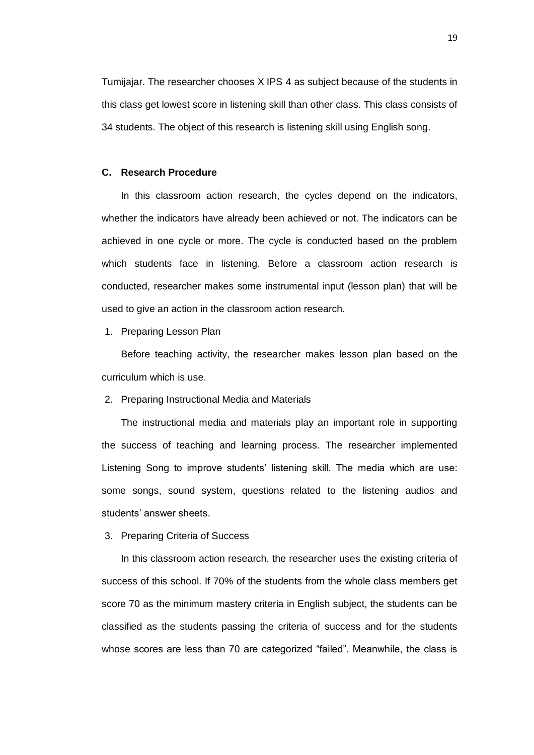Tumijajar. The researcher chooses X IPS 4 as subject because of the students in this class get lowest score in listening skill than other class. This class consists of 34 students. The object of this research is listening skill using English song.

### C. Research Procedure

In this classroom action research, the cycles depend on the indicators, whether the indicators have already been achieved or not. The indicators can be achieved in one cycle or more. The cycle is conducted based on the problem which students face in listening. Before a classroom action research is conducted, researcher makes some instrumental input (lesson plan) that will be used to give an action in the classroom action research.

1. Preparing Lesson Plan

   Before teaching activity, the researcher makes lesson plan based on the curriculum which is use.

2. Preparing Instructional Media and Materials

   The instructional media and materials play an important role in supporting the success of teaching and learning process. The researcher implemented Listening Song to improve students' listening skill. The media which are use: some songs, sound system, questions related to the listening audios and students' answer sheets.

3. Preparing Criteria of Success

   In this classroom action research, the researcher uses the existing criteria of success of this school. If 70% of the students from the whole class members get score 70 as the minimum mastery criteria in English subject, the students can be classified as the students passing the criteria of success and for the students whose scores are less than 70 are categorized "failed". Meanwhile, the class is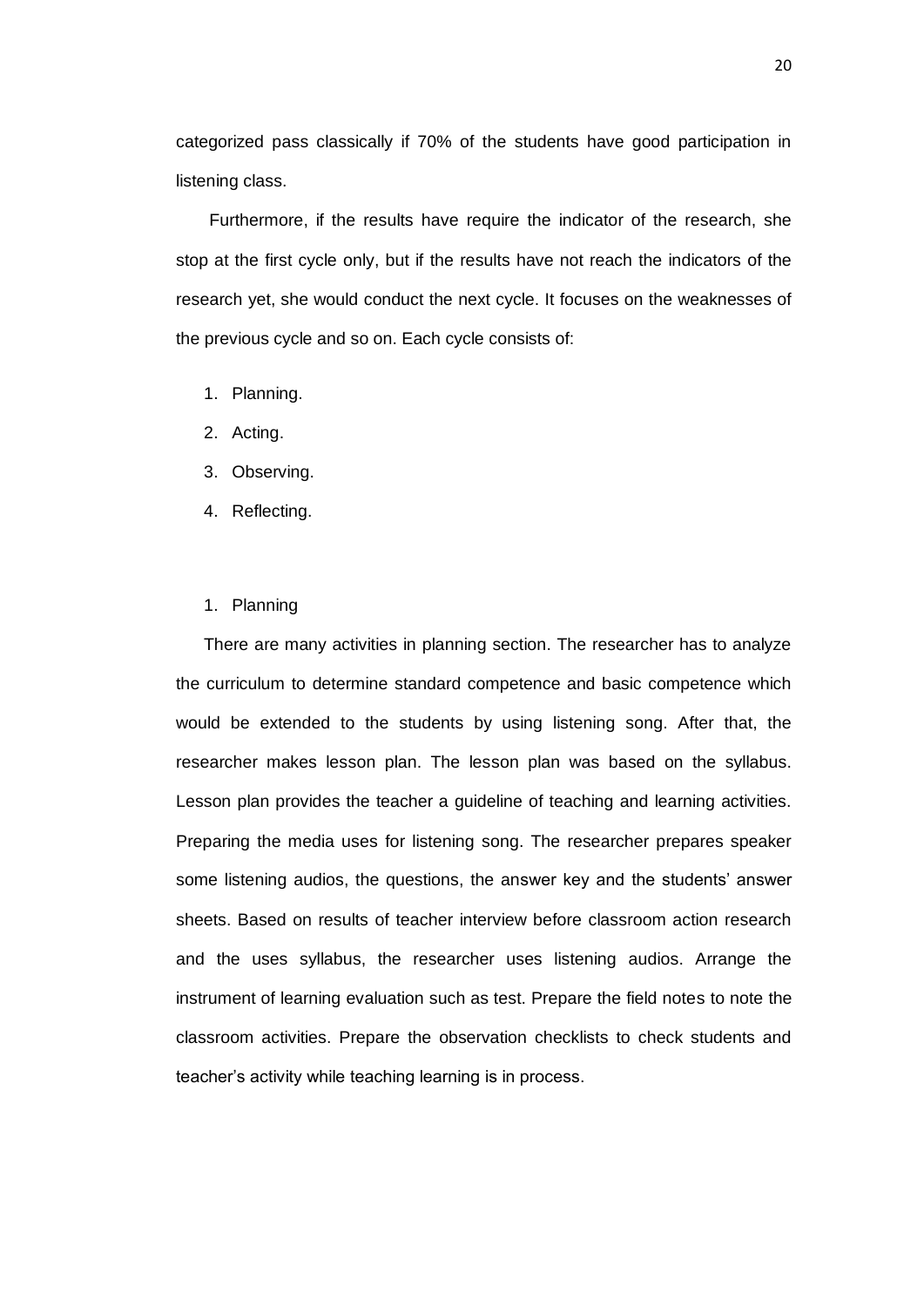categorized pass classically if 70% of the students have good participation in listening class.

Furthermore, if the results have require the indicator of the research, she stop at the first cycle only, but if the results have not reach the indicators of the research yet, she would conduct the next cycle. It focuses on the weaknesses of the previous cycle and so on. Each cycle consists of:

1. Planning.
2. Acting.
3. Observing.
4. Reflecting.

1. Planning

There are many activities in planning section. The researcher has to analyze the curriculum to determine standard competence and basic competence which would be extended to the students by using listening song. After that, the researcher makes lesson plan. The lesson plan was based on the syllabus. Lesson plan provides the teacher a guideline of teaching and learning activities. Preparing the media uses for listening song. The researcher prepares speaker some listening audios, the questions, the answer key and the students' answer sheets. Based on results of teacher interview before classroom action research and the uses syllabus, the researcher uses listening audios. Arrange the instrument of learning evaluation such as test. Prepare the field notes to note the classroom activities. Prepare the observation checklists to check students and teacher's activity while teaching learning is in process.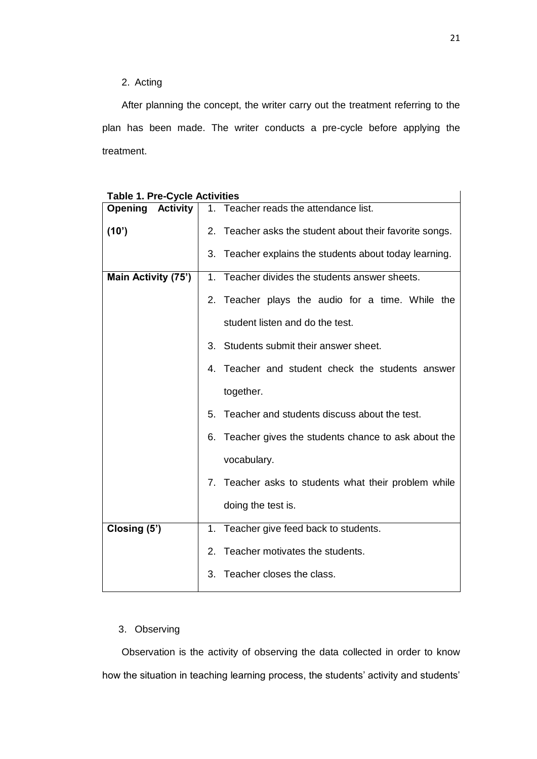2. Acting

After planning the concept, the writer carry out the treatment referring to the plan has been made. The writer conducts a pre-cycle before applying the treatment.

**Table 1. Pre-Cycle Activities**

| | |
|---|---|
| **Opening Activity (10')** | 1. Teacher reads the attendance list.<br>2. Teacher asks the student about their favorite songs.<br>3. Teacher explains the students about today learning. |
| **Main Activity (75')** | 1. Teacher divides the students answer sheets.<br>2. Teacher plays the audio for a time. While the student listen and do the test.<br>3. Students submit their answer sheet.<br>4. Teacher and student check the students answer together.<br>5. Teacher and students discuss about the test.<br>6. Teacher gives the students chance to ask about the vocabulary.<br>7. Teacher asks to students what their problem while doing the test is. |
| **Closing (5')** | 1. Teacher give feed back to students.<br>2. Teacher motivates the students.<br>3. Teacher closes the class. |

3. Observing

Observation is the activity of observing the data collected in order to know how the situation in teaching learning process, the students' activity and students'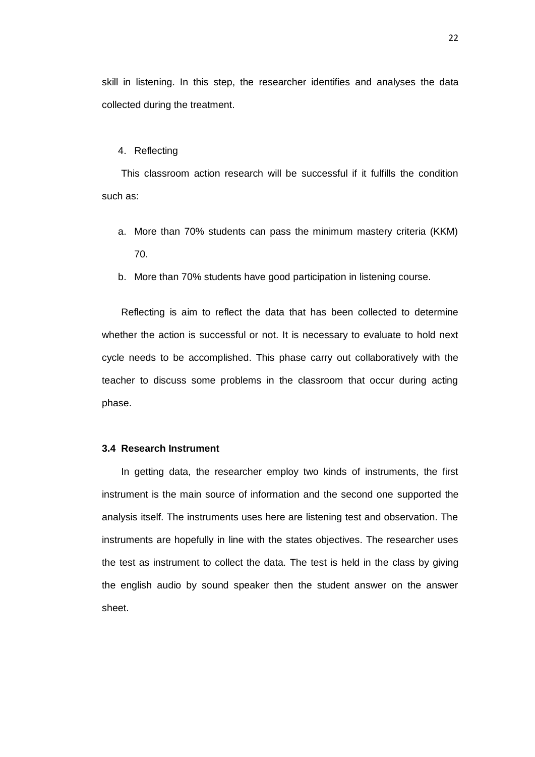skill in listening. In this step, the researcher identifies and analyses the data collected during the treatment.

4. Reflecting

This classroom action research will be successful if it fulfills the condition such as:

a. More than 70% students can pass the minimum mastery criteria (KKM) 70.
b. More than 70% students have good participation in listening course.

Reflecting is aim to reflect the data that has been collected to determine whether the action is successful or not. It is necessary to evaluate to hold next cycle needs to be accomplished. This phase carry out collaboratively with the teacher to discuss some problems in the classroom that occur during acting phase.

### 3.4 Research Instrument

In getting data, the researcher employ two kinds of instruments, the first instrument is the main source of information and the second one supported the analysis itself. The instruments uses here are listening test and observation. The instruments are hopefully in line with the states objectives. The researcher uses the test as instrument to collect the data. The test is held in the class by giving the english audio by sound speaker then the student answer on the answer sheet.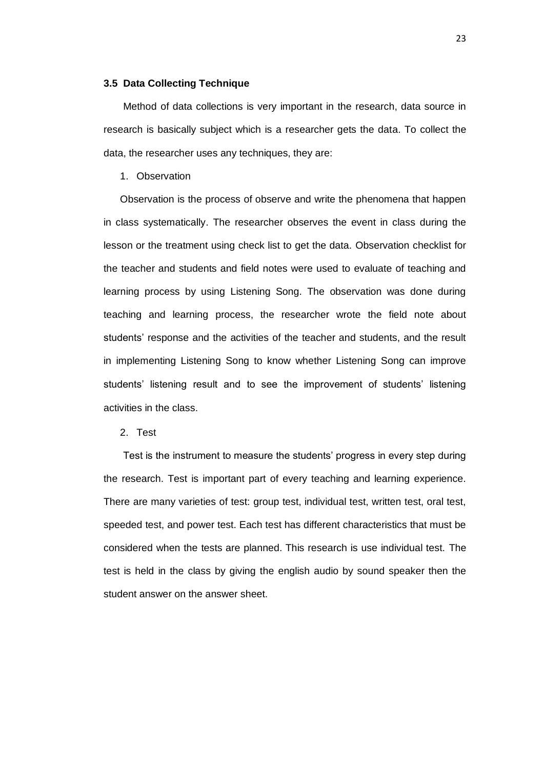### 3.5 Data Collecting Technique

Method of data collections is very important in the research, data source in research is basically subject which is a researcher gets the data. To collect the data, the researcher uses any techniques, they are:

1. Observation

Observation is the process of observe and write the phenomena that happen in class systematically. The researcher observes the event in class during the lesson or the treatment using check list to get the data. Observation checklist for the teacher and students and field notes were used to evaluate of teaching and learning process by using Listening Song. The observation was done during teaching and learning process, the researcher wrote the field note about students' response and the activities of the teacher and students, and the result in implementing Listening Song to know whether Listening Song can improve students' listening result and to see the improvement of students' listening activities in the class.

2. Test

Test is the instrument to measure the students' progress in every step during the research. Test is important part of every teaching and learning experience. There are many varieties of test: group test, individual test, written test, oral test, speeded test, and power test. Each test has different characteristics that must be considered when the tests are planned. This research is use individual test. The test is held in the class by giving the english audio by sound speaker then the student answer on the answer sheet.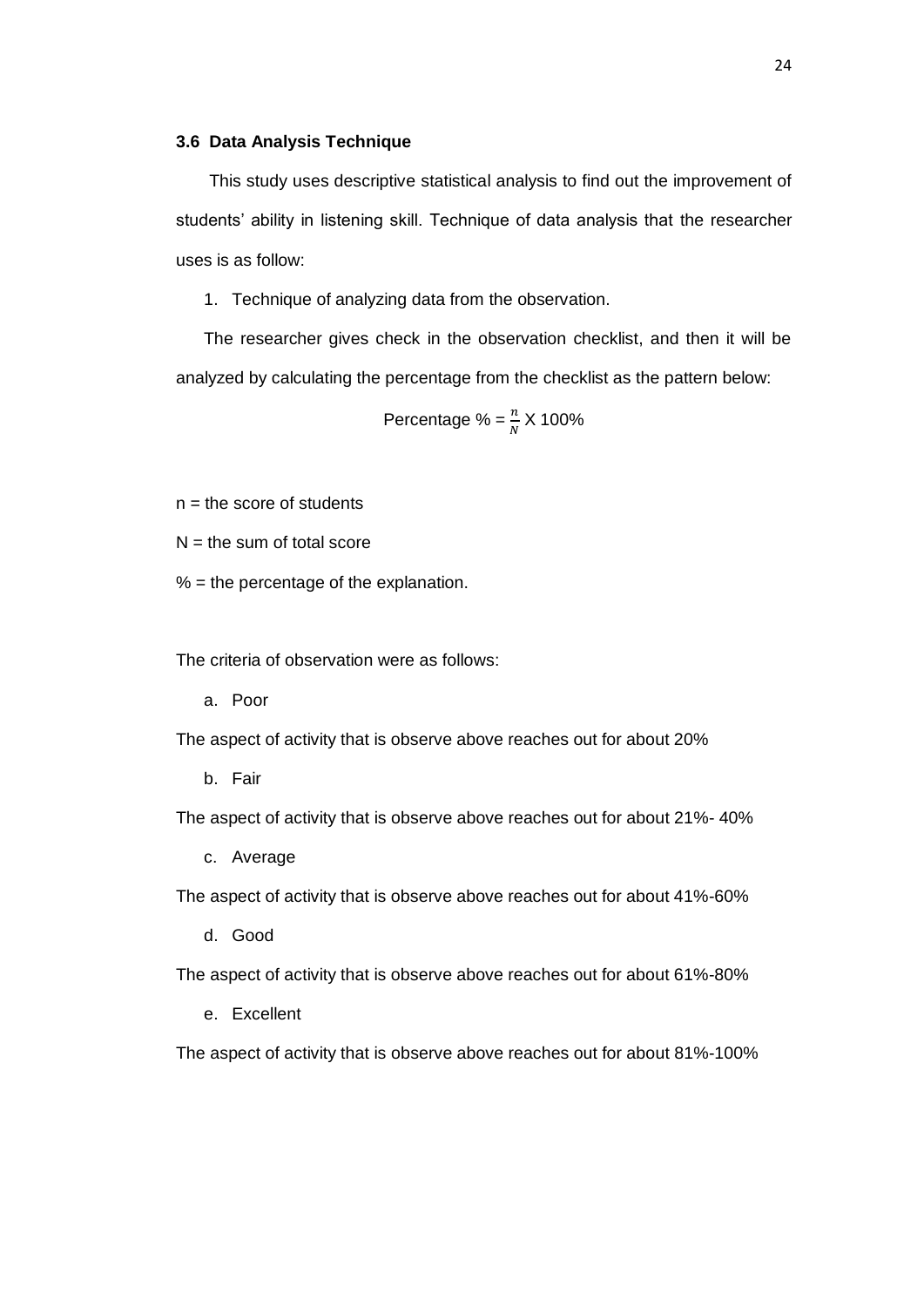### 3.6 Data Analysis Technique

This study uses descriptive statistical analysis to find out the improvement of students' ability in listening skill. Technique of data analysis that the researcher uses is as follow:

1. Technique of analyzing data from the observation.

The researcher gives check in the observation checklist, and then it will be analyzed by calculating the percentage from the checklist as the pattern below:

$$\text{Percentage } \% = \frac{n}{N} \text{ X } 100\%$$

n = the score of students

N = the sum of total score

% = the percentage of the explanation.

The criteria of observation were as follows:

a. Poor

The aspect of activity that is observe above reaches out for about 20%

b. Fair

The aspect of activity that is observe above reaches out for about 21%- 40%

c. Average

The aspect of activity that is observe above reaches out for about 41%-60%

d. Good

The aspect of activity that is observe above reaches out for about 61%-80%

e. Excellent

The aspect of activity that is observe above reaches out for about 81%-100%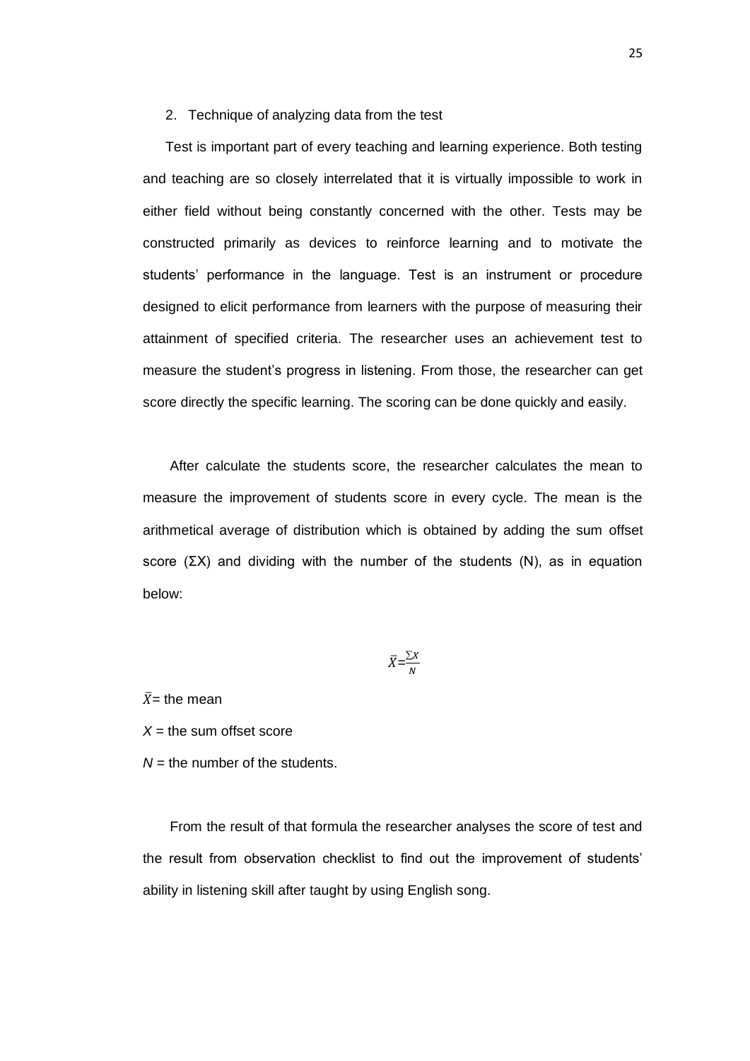2. Technique of analyzing data from the test

Test is important part of every teaching and learning experience. Both testing and teaching are so closely interrelated that it is virtually impossible to work in either field without being constantly concerned with the other. Tests may be constructed primarily as devices to reinforce learning and to motivate the students' performance in the language. Test is an instrument or procedure designed to elicit performance from learners with the purpose of measuring their attainment of specified criteria. The researcher uses an achievement test to measure the student's progress in listening. From those, the researcher can get score directly the specific learning. The scoring can be done quickly and easily.

After calculate the students score, the researcher calculates the mean to measure the improvement of students score in every cycle. The mean is the arithmetical average of distribution which is obtained by adding the sum offset score ($\Sigma X$) and dividing with the number of the students ($N$), as in equation below:

$$\bar{X} = \frac{\sum X}{N}$$

$\bar{X}$ = the mean

$X$ = the sum offset score

$N$ = the number of the students.

From the result of that formula the researcher analyses the score of test and the result from observation checklist to find out the improvement of students' ability in listening skill after taught by using English song.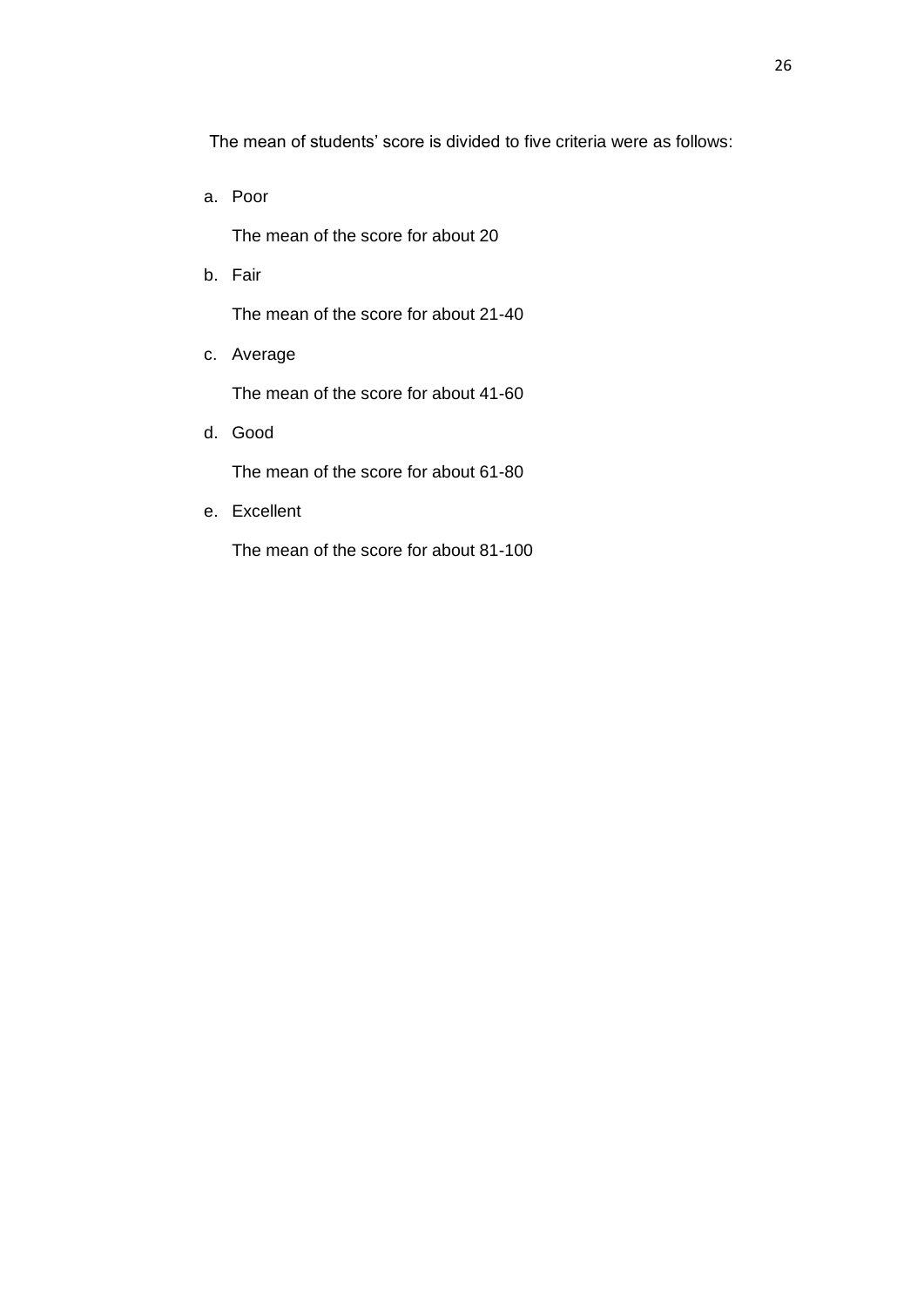The mean of students' score is divided to five criteria were as follows:

a. Poor

   The mean of the score for about 20

b. Fair

   The mean of the score for about 21-40

c. Average

   The mean of the score for about 41-60

d. Good

   The mean of the score for about 61-80

e. Excellent

   The mean of the score for about 81-100